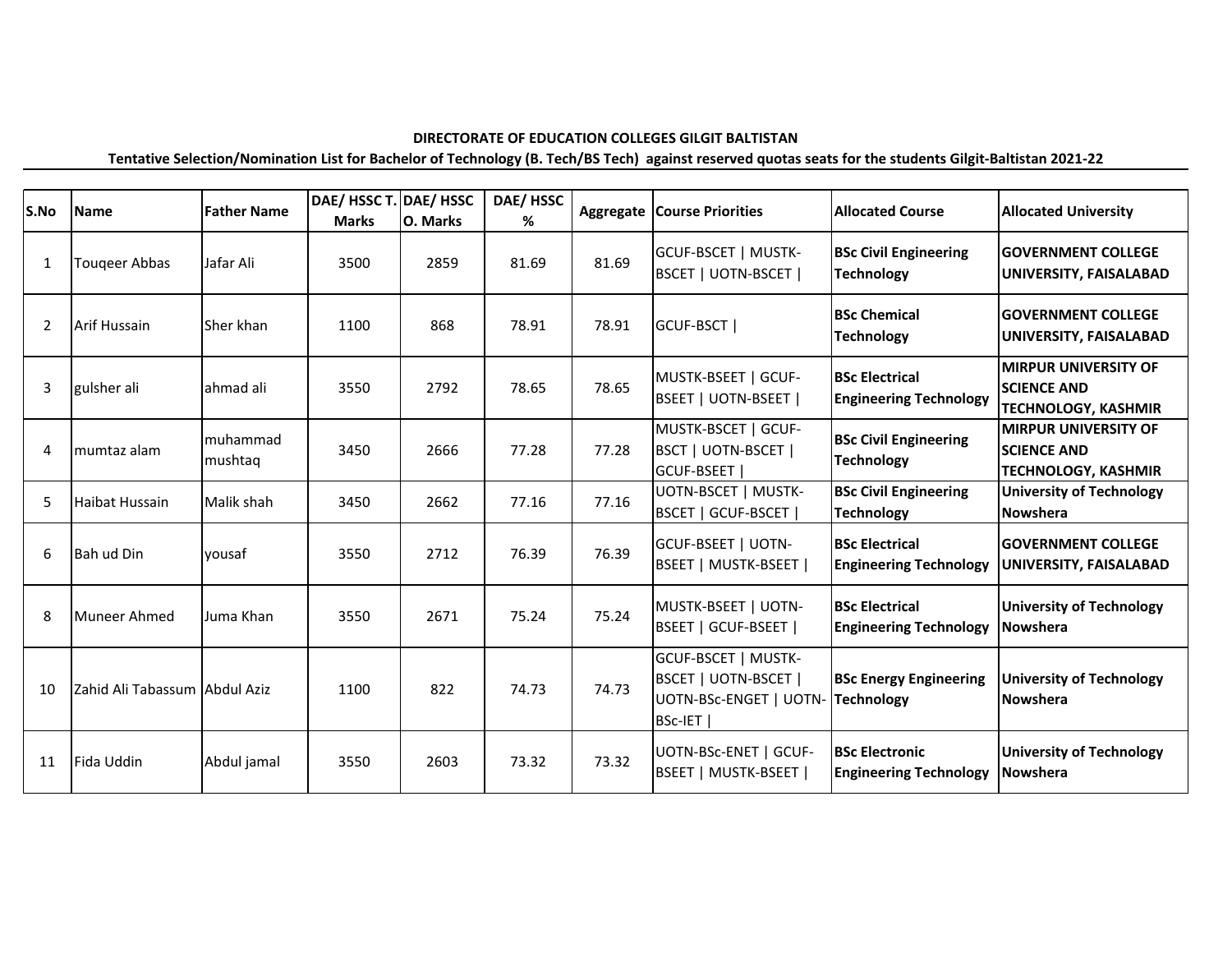**DIRECTORATE OF EDUCATION COLLEGES GILGIT BALTISTAN**

**Tentative Selection/Nomination List for Bachelor of Technology (B. Tech/BS Tech) against reserved quotas seats for the students Gilgit-Baltistan 2021-22**

| S.No | Name | Father Name | DAE/ HSSC T. Marks | DAE/ HSSC O. Marks | DAE/ HSSC % | Aggregate | Course Priorities | Allocated Course | Allocated University |
|---|---|---|---|---|---|---|---|---|---|
| 1 | Touqeer Abbas | Jafar Ali | 3500 | 2859 | 81.69 | 81.69 | GCUF-BSCET \| MUSTK-BSCET \| UOTN-BSCET \| | **BSc Civil Engineering Technology** | **GOVERNMENT COLLEGE UNIVERSITY, FAISALABAD** |
| 2 | Arif Hussain | Sher khan | 1100 | 868 | 78.91 | 78.91 | GCUF-BSCT \| | **BSc Chemical Technology** | **GOVERNMENT COLLEGE UNIVERSITY, FAISALABAD** |
| 3 | gulsher ali | ahmad ali | 3550 | 2792 | 78.65 | 78.65 | MUSTK-BSEET \| GCUF-BSEET \| UOTN-BSEET \| | **BSc Electrical Engineering Technology** | **MIRPUR UNIVERSITY OF SCIENCE AND TECHNOLOGY, KASHMIR** |
| 4 | mumtaz alam | muhammad mushtaq | 3450 | 2666 | 77.28 | 77.28 | MUSTK-BSCET \| GCUF-BSCT \| UOTN-BSCET \| GCUF-BSEET \| | **BSc Civil Engineering Technology** | **MIRPUR UNIVERSITY OF SCIENCE AND TECHNOLOGY, KASHMIR** |
| 5 | Haibat Hussain | Malik shah | 3450 | 2662 | 77.16 | 77.16 | UOTN-BSCET \| MUSTK-BSCET \| GCUF-BSCET \| | **BSc Civil Engineering Technology** | **University of Technology Nowshera** |
| 6 | Bah ud Din | yousaf | 3550 | 2712 | 76.39 | 76.39 | GCUF-BSEET \| UOTN-BSEET \| MUSTK-BSEET \| | **BSc Electrical Engineering Technology** | **GOVERNMENT COLLEGE UNIVERSITY, FAISALABAD** |
| 8 | Muneer Ahmed | Juma Khan | 3550 | 2671 | 75.24 | 75.24 | MUSTK-BSEET \| UOTN-BSEET \| GCUF-BSEET \| | **BSc Electrical Engineering Technology** | **University of Technology Nowshera** |
| 10 | Zahid Ali Tabassum | Abdul Aziz | 1100 | 822 | 74.73 | 74.73 | GCUF-BSCET \| MUSTK-BSCET \| UOTN-BSCET \| UOTN-BSc-ENGET \| UOTN-BSc-IET \| | **BSc Energy Engineering Technology** | **University of Technology Nowshera** |
| 11 | Fida Uddin | Abdul jamal | 3550 | 2603 | 73.32 | 73.32 | UOTN-BSc-ENET \| GCUF-BSEET \| MUSTK-BSEET \| | **BSc Electronic Engineering Technology** | **University of Technology Nowshera** |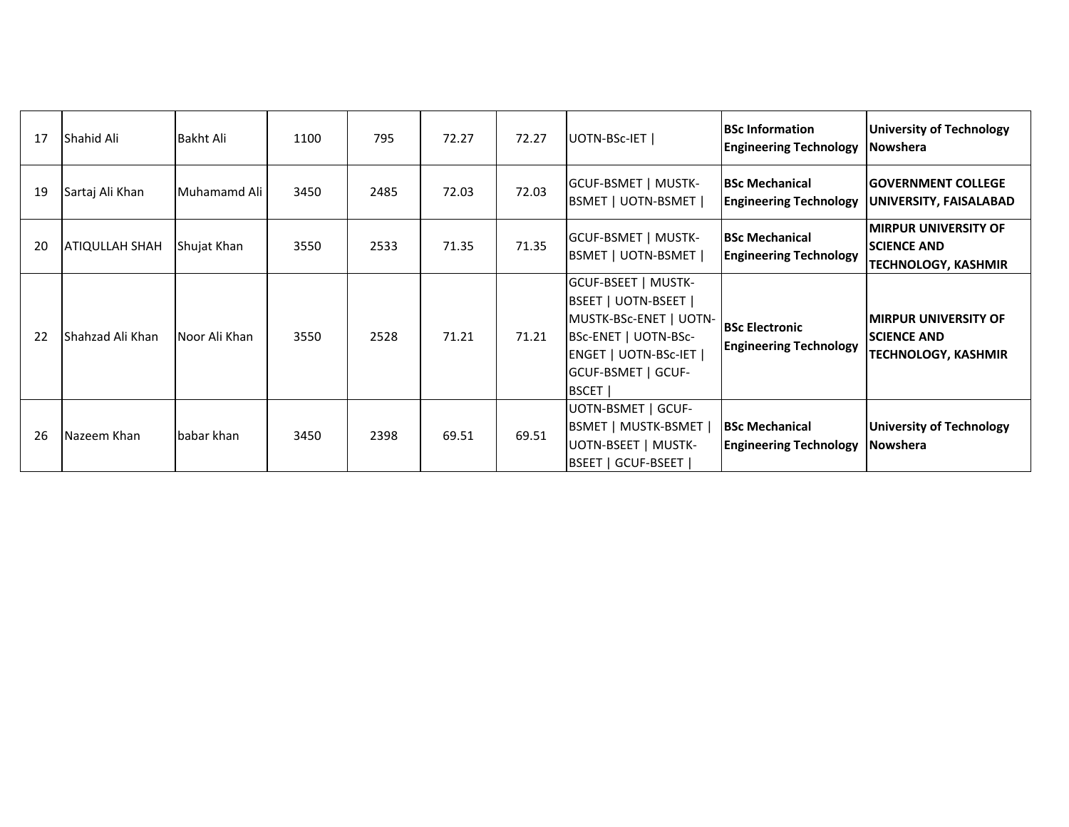| | | | | | | | | | |
|---|---|---|---|---|---|---|---|---|---|
| 17 | Shahid Ali | Bakht Ali | 1100 | 795 | 72.27 | 72.27 | UOTN-BSc-IET \| | **BSc Information Engineering Technology** | **University of Technology Nowshera** |
| 19 | Sartaj Ali Khan | Muhamamd Ali | 3450 | 2485 | 72.03 | 72.03 | GCUF-BSMET \| MUSTK-BSMET \| UOTN-BSMET \| | **BSc Mechanical Engineering Technology** | **GOVERNMENT COLLEGE UNIVERSITY, FAISALABAD** |
| 20 | ATIQULLAH SHAH | Shujat Khan | 3550 | 2533 | 71.35 | 71.35 | GCUF-BSMET \| MUSTK-BSMET \| UOTN-BSMET \| | **BSc Mechanical Engineering Technology** | **MIRPUR UNIVERSITY OF SCIENCE AND TECHNOLOGY, KASHMIR** |
| 22 | Shahzad Ali Khan | Noor Ali Khan | 3550 | 2528 | 71.21 | 71.21 | GCUF-BSEET \| MUSTK-BSEET \| UOTN-BSEET \| MUSTK-BSc-ENET \| UOTN-BSc-ENET \| UOTN-BSc-ENGET \| UOTN-BSc-IET \| GCUF-BSMET \| GCUF-BSCET \| | **BSc Electronic Engineering Technology** | **MIRPUR UNIVERSITY OF SCIENCE AND TECHNOLOGY, KASHMIR** |
| 26 | Nazeem Khan | babar khan | 3450 | 2398 | 69.51 | 69.51 | UOTN-BSMET \| GCUF-BSMET \| MUSTK-BSMET \| UOTN-BSEET \| MUSTK-BSEET \| GCUF-BSEET \| | **BSc Mechanical Engineering Technology** | **University of Technology Nowshera** |